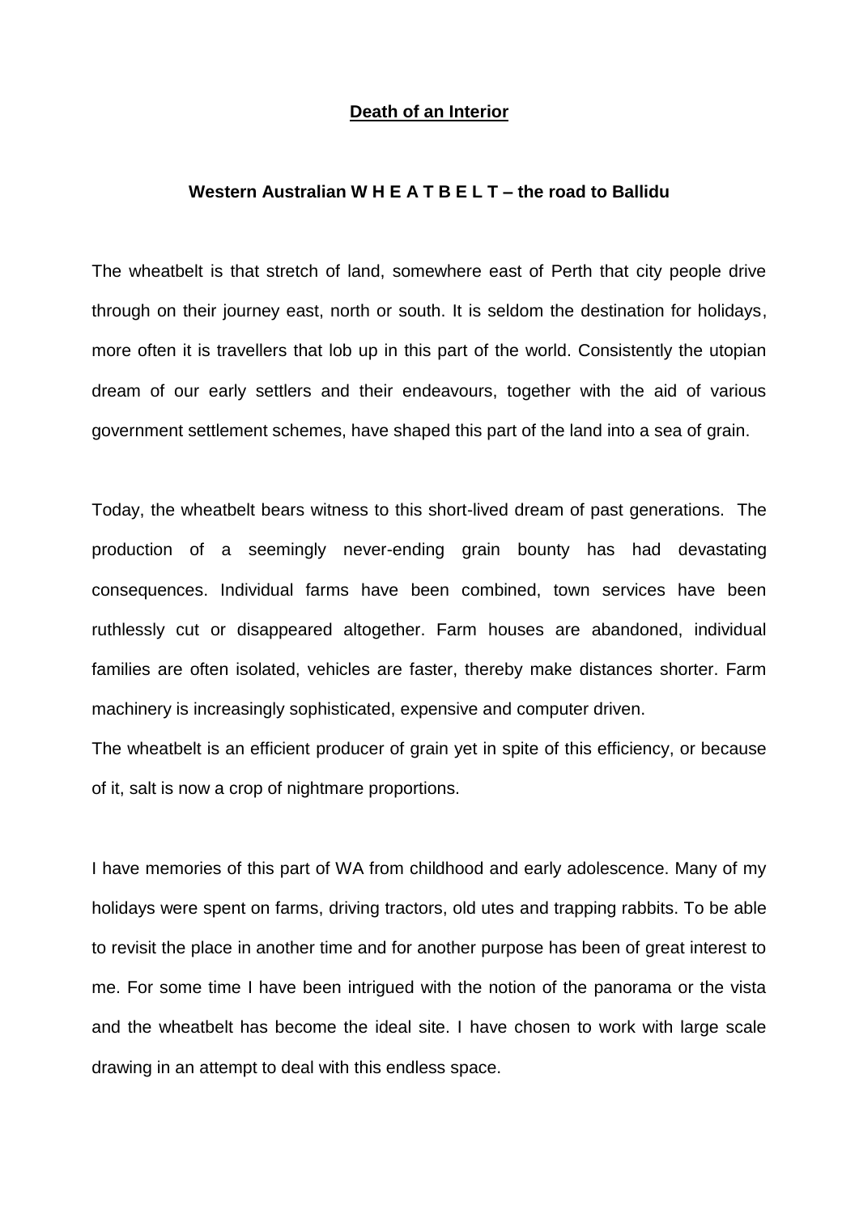# **Death of an Interior**

## **Western Australian W H E A T B E L T – the road to Ballidu**

The wheatbelt is that stretch of land, somewhere east of Perth that city people drive through on their journey east, north or south. It is seldom the destination for holidays, more often it is travellers that lob up in this part of the world. Consistently the utopian dream of our early settlers and their endeavours, together with the aid of various government settlement schemes, have shaped this part of the land into a sea of grain.

Today, the wheatbelt bears witness to this short-lived dream of past generations. The production of a seemingly never-ending grain bounty has had devastating consequences. Individual farms have been combined, town services have been ruthlessly cut or disappeared altogether. Farm houses are abandoned, individual families are often isolated, vehicles are faster, thereby make distances shorter. Farm machinery is increasingly sophisticated, expensive and computer driven.

The wheatbelt is an efficient producer of grain yet in spite of this efficiency, or because of it, salt is now a crop of nightmare proportions.

I have memories of this part of WA from childhood and early adolescence. Many of my holidays were spent on farms, driving tractors, old utes and trapping rabbits. To be able to revisit the place in another time and for another purpose has been of great interest to me. For some time I have been intrigued with the notion of the panorama or the vista and the wheatbelt has become the ideal site. I have chosen to work with large scale drawing in an attempt to deal with this endless space.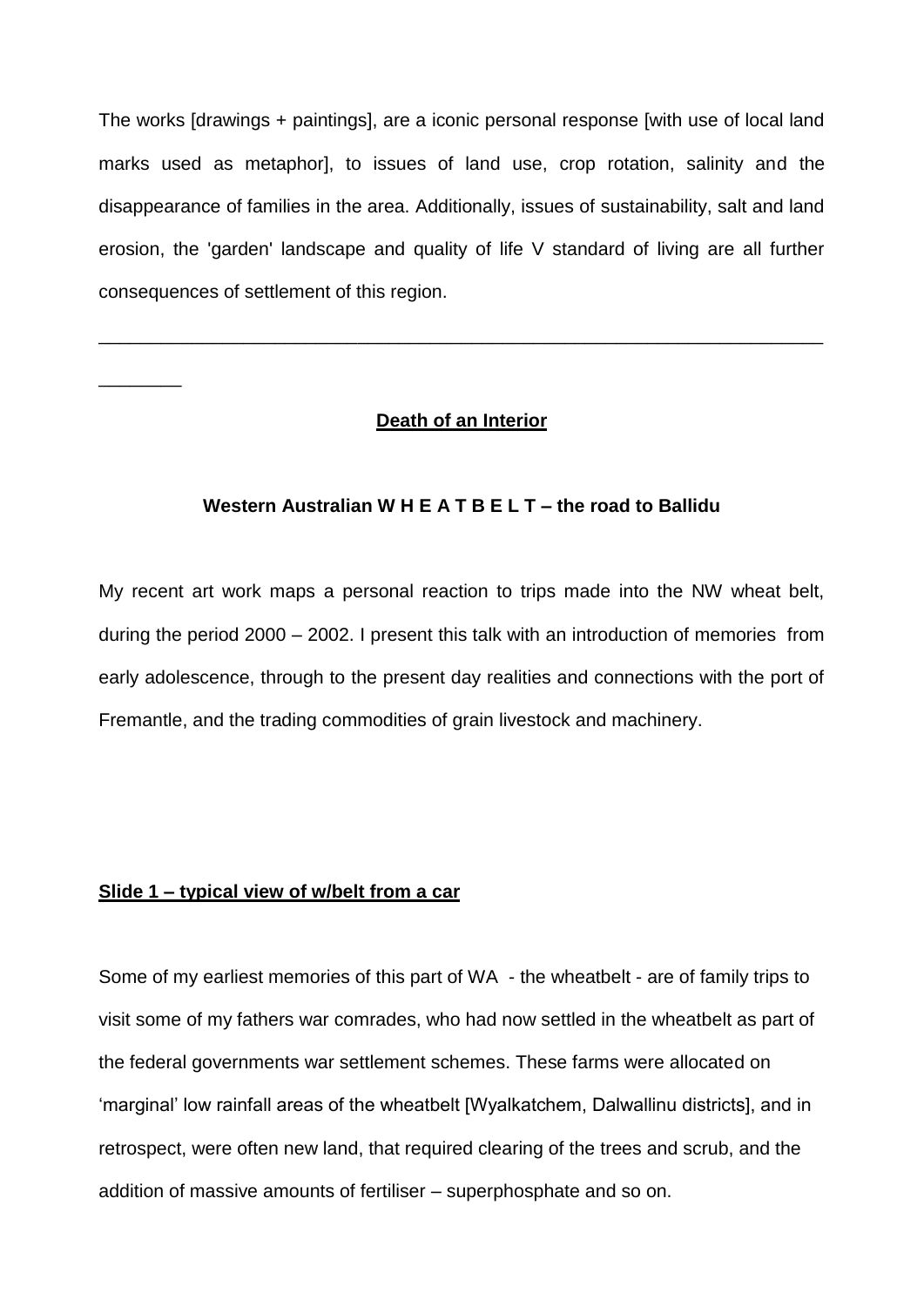The works [drawings + paintings], are a iconic personal response [with use of local land marks used as metaphor], to issues of land use, crop rotation, salinity and the disappearance of families in the area. Additionally, issues of sustainability, salt and land erosion, the 'garden' landscape and quality of life V standard of living are all further consequences of settlement of this region.

---

**Death of an Interior**

**Western Australian W H E A T B E L T – the road to Ballidu**

My recent art work maps a personal reaction to trips made into the NW wheat belt, during the period 2000 – 2002. I present this talk with an introduction of memories from early adolescence, through to the present day realities and connections with the port of Fremantle, and the trading commodities of grain livestock and machinery.

**Slide 1 – typical view of w/belt from a car**

Some of my earliest memories of this part of WA - the wheatbelt - are of family trips to visit some of my fathers war comrades, who had now settled in the wheatbelt as part of the federal governments war settlement schemes. These farms were allocated on 'marginal' low rainfall areas of the wheatbelt [Wyalkatchem, Dalwallinu districts], and in retrospect, were often new land, that required clearing of the trees and scrub, and the addition of massive amounts of fertiliser – superphosphate and so on.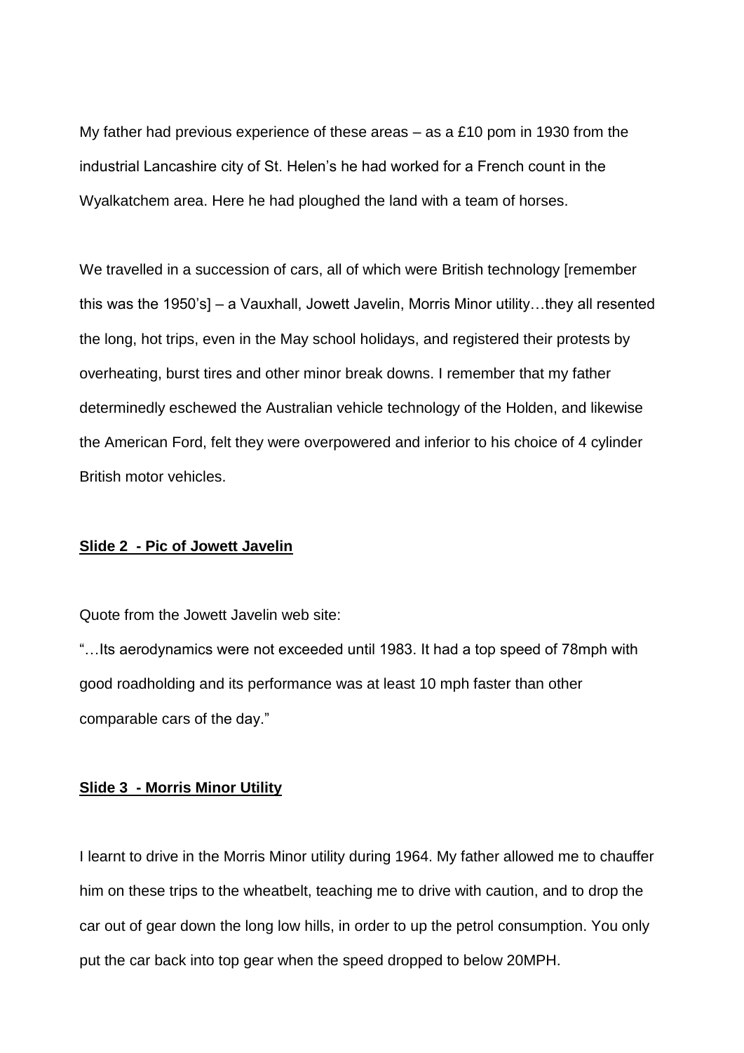My father had previous experience of these areas – as a £10 pom in 1930 from the industrial Lancashire city of St. Helen's he had worked for a French count in the Wyalkatchem area. Here he had ploughed the land with a team of horses.

We travelled in a succession of cars, all of which were British technology [remember this was the 1950's] – a Vauxhall, Jowett Javelin, Morris Minor utility…they all resented the long, hot trips, even in the May school holidays, and registered their protests by overheating, burst tires and other minor break downs. I remember that my father determinedly eschewed the Australian vehicle technology of the Holden, and likewise the American Ford, felt they were overpowered and inferior to his choice of 4 cylinder British motor vehicles.

**Slide 2 - Pic of Jowett Javelin**

Quote from the Jowett Javelin web site:

"…Its aerodynamics were not exceeded until 1983. It had a top speed of 78mph with good roadholding and its performance was at least 10 mph faster than other comparable cars of the day."

**Slide 3 - Morris Minor Utility**

I learnt to drive in the Morris Minor utility during 1964. My father allowed me to chauffer him on these trips to the wheatbelt, teaching me to drive with caution, and to drop the car out of gear down the long low hills, in order to up the petrol consumption. You only put the car back into top gear when the speed dropped to below 20MPH.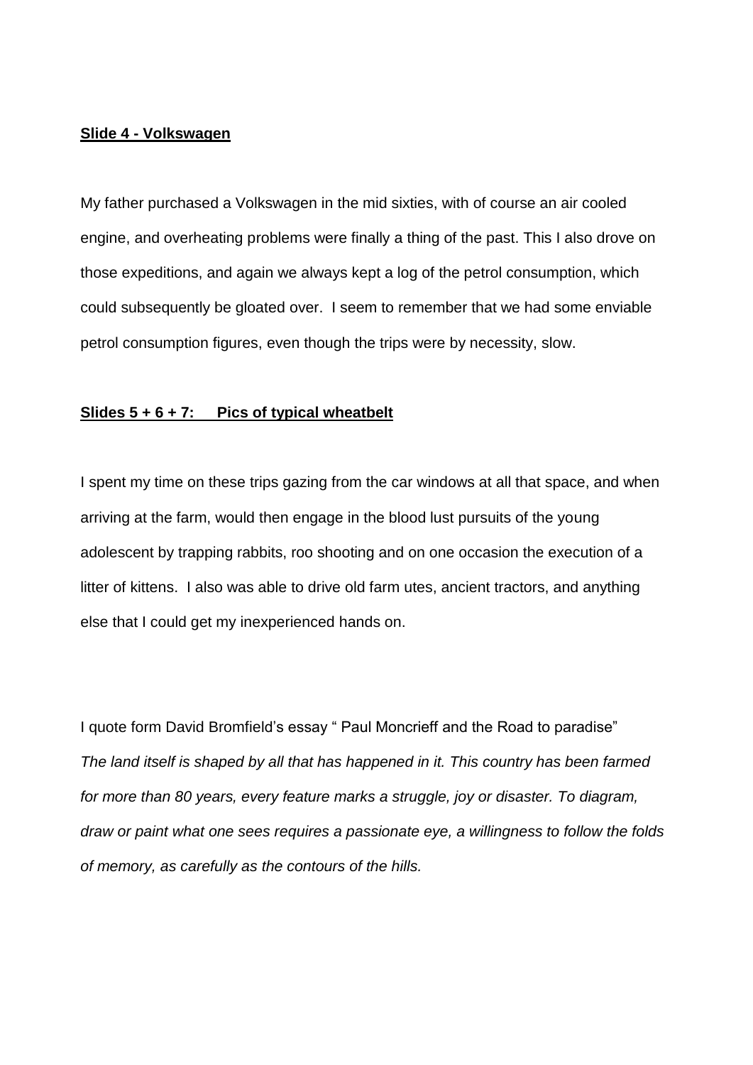**Slide 4 - Volkswagen**

My father purchased a Volkswagen in the mid sixties, with of course an air cooled engine, and overheating problems were finally a thing of the past. This I also drove on those expeditions, and again we always kept a log of the petrol consumption, which could subsequently be gloated over. I seem to remember that we had some enviable petrol consumption figures, even though the trips were by necessity, slow.

**Slides 5 + 6 + 7: Pics of typical wheatbelt**

I spent my time on these trips gazing from the car windows at all that space, and when arriving at the farm, would then engage in the blood lust pursuits of the young adolescent by trapping rabbits, roo shooting and on one occasion the execution of a litter of kittens. I also was able to drive old farm utes, ancient tractors, and anything else that I could get my inexperienced hands on.

I quote form David Bromfield's essay " Paul Moncrieff and the Road to paradise"
*The land itself is shaped by all that has happened in it. This country has been farmed for more than 80 years, every feature marks a struggle, joy or disaster. To diagram, draw or paint what one sees requires a passionate eye, a willingness to follow the folds of memory, as carefully as the contours of the hills.*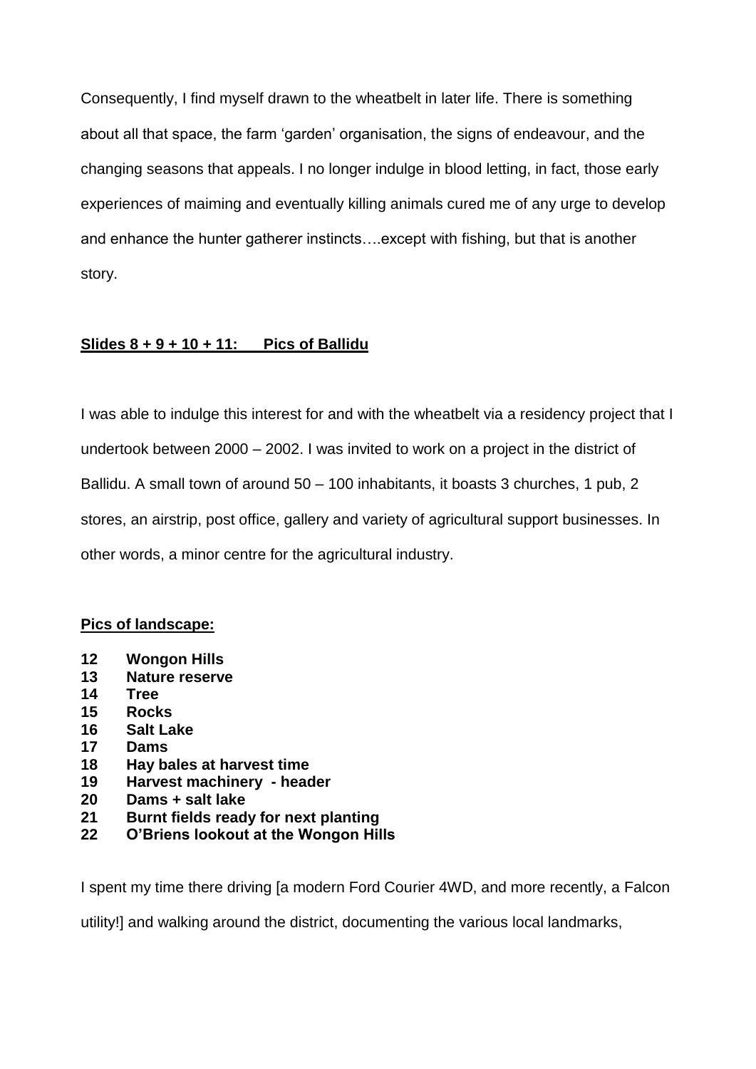Consequently, I find myself drawn to the wheatbelt in later life. There is something about all that space, the farm 'garden' organisation, the signs of endeavour, and the changing seasons that appeals. I no longer indulge in blood letting, in fact, those early experiences of maiming and eventually killing animals cured me of any urge to develop and enhance the hunter gatherer instincts….except with fishing, but that is another story.

**Slides 8 + 9 + 10 + 11: Pics of Ballidu**

I was able to indulge this interest for and with the wheatbelt via a residency project that I undertook between 2000 – 2002. I was invited to work on a project in the district of Ballidu. A small town of around 50 – 100 inhabitants, it boasts 3 churches, 1 pub, 2 stores, an airstrip, post office, gallery and variety of agricultural support businesses. In other words, a minor centre for the agricultural industry.

**Pics of landscape:**

**12 Wongon Hills**
**13 Nature reserve**
**14 Tree**
**15 Rocks**
**16 Salt Lake**
**17 Dams**
**18 Hay bales at harvest time**
**19 Harvest machinery - header**
**20 Dams + salt lake**
**21 Burnt fields ready for next planting**
**22 O'Briens lookout at the Wongon Hills**

I spent my time there driving [a modern Ford Courier 4WD, and more recently, a Falcon utility!] and walking around the district, documenting the various local landmarks,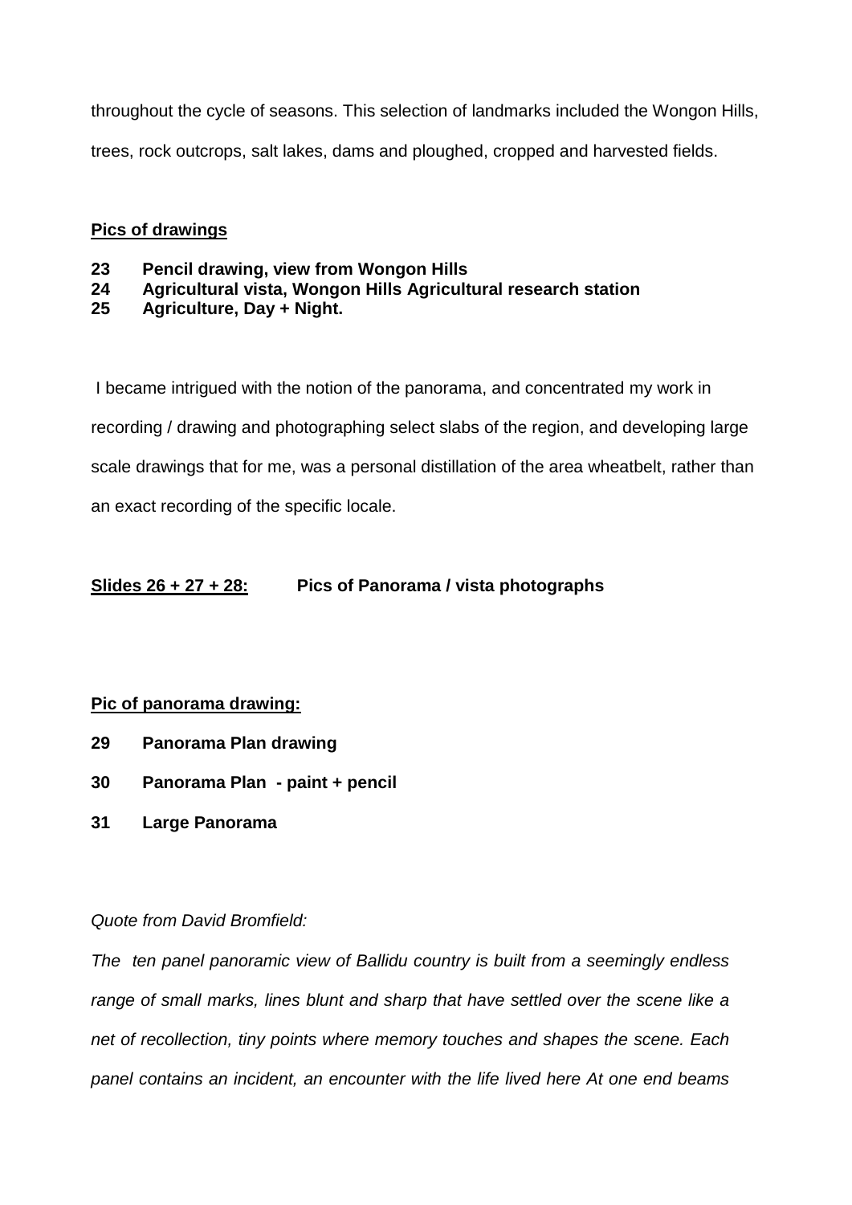throughout the cycle of seasons. This selection of landmarks included the Wongon Hills, trees, rock outcrops, salt lakes, dams and ploughed, cropped and harvested fields.

**Pics of drawings**

**23 Pencil drawing, view from Wongon Hills**
**24 Agricultural vista, Wongon Hills Agricultural research station**
**25 Agriculture, Day + Night.**

I became intrigued with the notion of the panorama, and concentrated my work in recording / drawing and photographing select slabs of the region, and developing large scale drawings that for me, was a personal distillation of the area wheatbelt, rather than an exact recording of the specific locale.

**Slides 26 + 27 + 28:** **Pics of Panorama / vista photographs**

**Pic of panorama drawing:**

**29 Panorama Plan drawing**

**30 Panorama Plan - paint + pencil**

**31 Large Panorama**

*Quote from David Bromfield:*

*The ten panel panoramic view of Ballidu country is built from a seemingly endless range of small marks, lines blunt and sharp that have settled over the scene like a net of recollection, tiny points where memory touches and shapes the scene. Each panel contains an incident, an encounter with the life lived here At one end beams*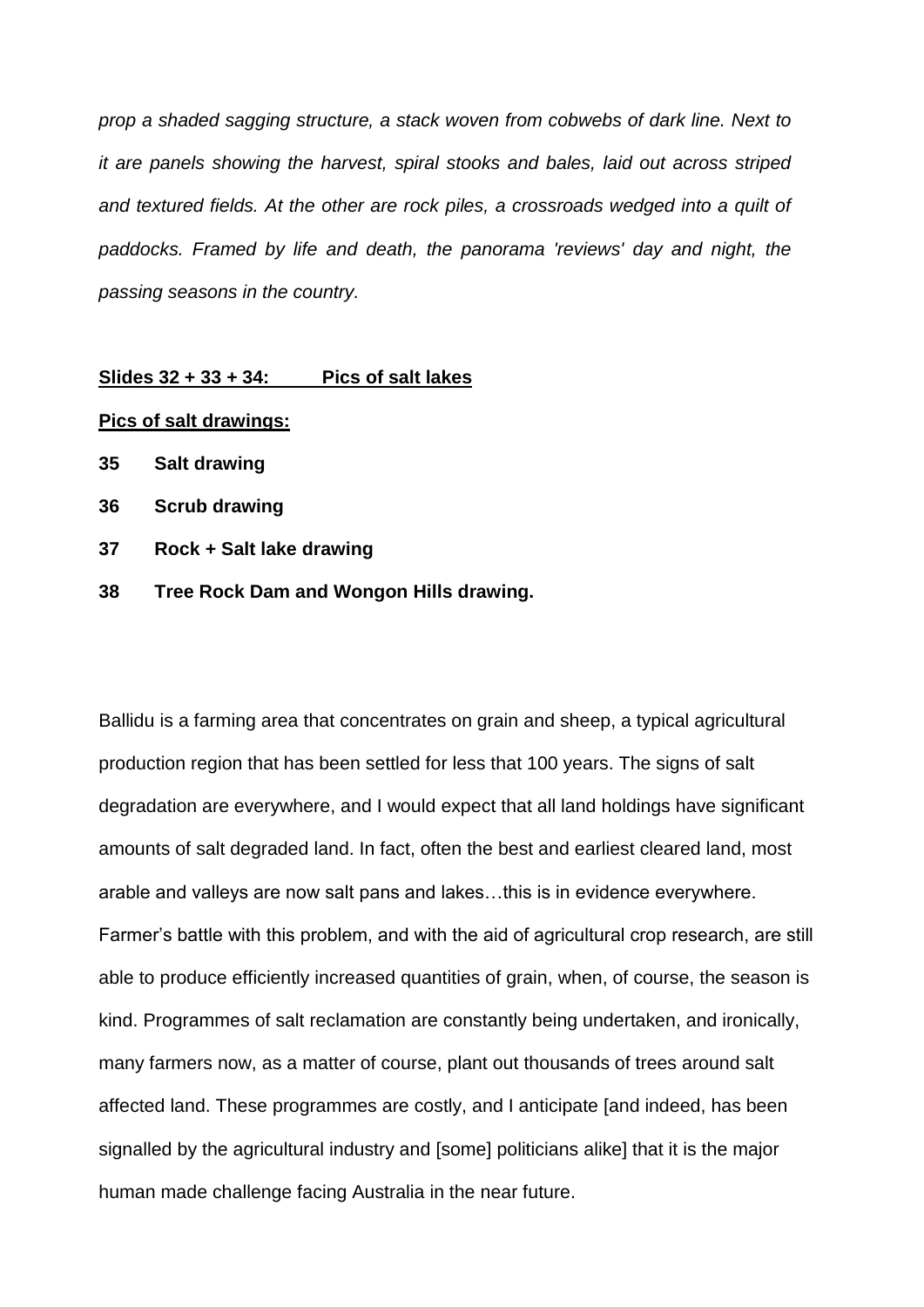*prop a shaded sagging structure, a stack woven from cobwebs of dark line. Next to it are panels showing the harvest, spiral stooks and bales, laid out across striped and textured fields. At the other are rock piles, a crossroads wedged into a quilt of paddocks. Framed by life and death, the panorama 'reviews' day and night, the passing seasons in the country.*

**<u>Slides 32 + 33 + 34: Pics of salt lakes</u>**

**<u>Pics of salt drawings:</u>**

**35 Salt drawing**

**36 Scrub drawing**

**37 Rock + Salt lake drawing**

**38 Tree Rock Dam and Wongon Hills drawing.**

Ballidu is a farming area that concentrates on grain and sheep, a typical agricultural production region that has been settled for less that 100 years. The signs of salt degradation are everywhere, and I would expect that all land holdings have significant amounts of salt degraded land. In fact, often the best and earliest cleared land, most arable and valleys are now salt pans and lakes…this is in evidence everywhere. Farmer's battle with this problem, and with the aid of agricultural crop research, are still able to produce efficiently increased quantities of grain, when, of course, the season is kind. Programmes of salt reclamation are constantly being undertaken, and ironically, many farmers now, as a matter of course, plant out thousands of trees around salt affected land. These programmes are costly, and I anticipate [and indeed, has been signalled by the agricultural industry and [some] politicians alike] that it is the major human made challenge facing Australia in the near future.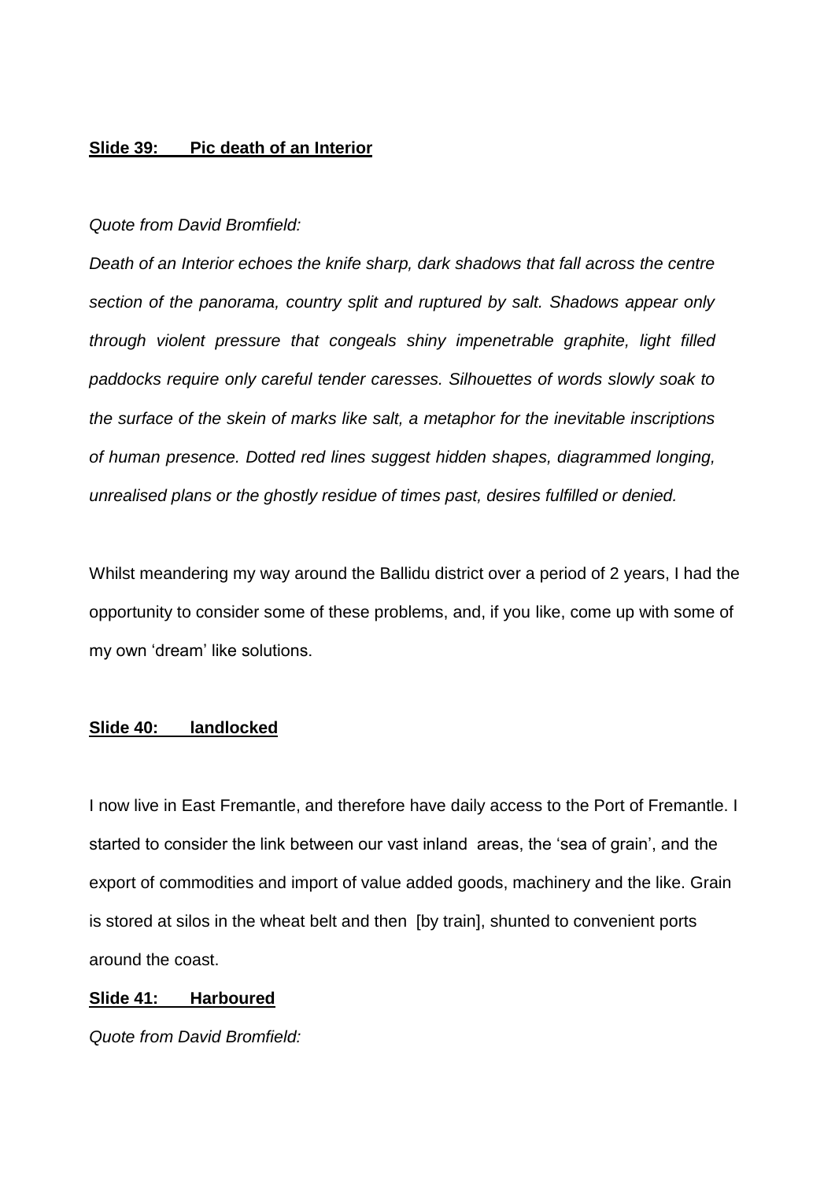**<u>Slide 39: Pic death of an Interior</u>**

*Quote from David Bromfield:*

*Death of an Interior echoes the knife sharp, dark shadows that fall across the centre section of the panorama, country split and ruptured by salt. Shadows appear only through violent pressure that congeals shiny impenetrable graphite, light filled paddocks require only careful tender caresses. Silhouettes of words slowly soak to the surface of the skein of marks like salt, a metaphor for the inevitable inscriptions of human presence. Dotted red lines suggest hidden shapes, diagrammed longing, unrealised plans or the ghostly residue of times past, desires fulfilled or denied.*

Whilst meandering my way around the Ballidu district over a period of 2 years, I had the opportunity to consider some of these problems, and, if you like, come up with some of my own 'dream' like solutions.

**<u>Slide 40: landlocked</u>**

I now live in East Fremantle, and therefore have daily access to the Port of Fremantle. I started to consider the link between our vast inland areas, the 'sea of grain', and the export of commodities and import of value added goods, machinery and the like. Grain is stored at silos in the wheat belt and then [by train], shunted to convenient ports around the coast.

**<u>Slide 41: Harboured</u>**

*Quote from David Bromfield:*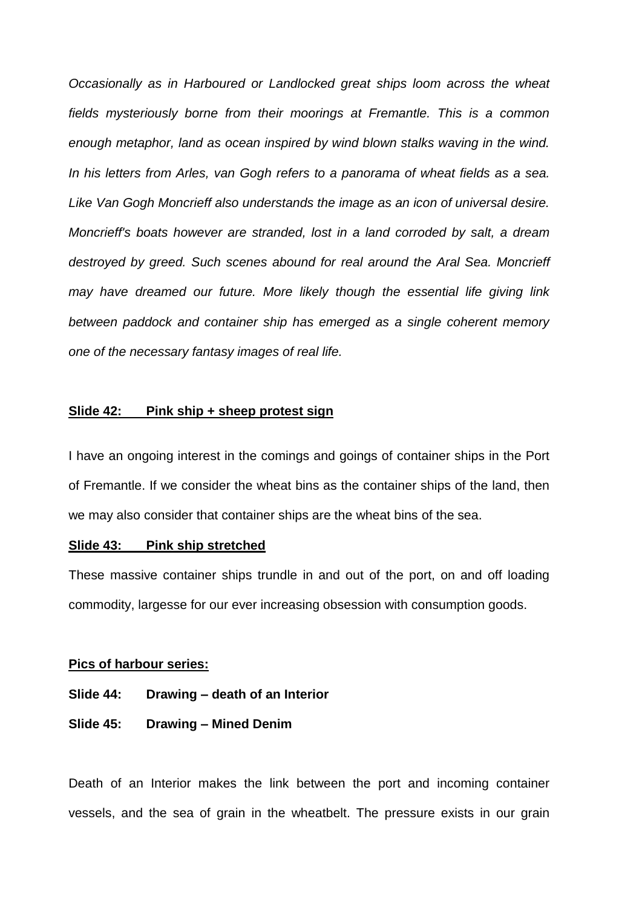*Occasionally as in Harboured or Landlocked great ships loom across the wheat fields mysteriously borne from their moorings at Fremantle. This is a common enough metaphor, land as ocean inspired by wind blown stalks waving in the wind. In his letters from Arles, van Gogh refers to a panorama of wheat fields as a sea. Like Van Gogh Moncrieff also understands the image as an icon of universal desire. Moncrieff's boats however are stranded, lost in a land corroded by salt, a dream destroyed by greed. Such scenes abound for real around the Aral Sea. Moncrieff may have dreamed our future. More likely though the essential life giving link between paddock and container ship has emerged as a single coherent memory one of the necessary fantasy images of real life.*

**Slide 42: Pink ship + sheep protest sign**

I have an ongoing interest in the comings and goings of container ships in the Port of Fremantle. If we consider the wheat bins as the container ships of the land, then we may also consider that container ships are the wheat bins of the sea.

**Slide 43: Pink ship stretched**

These massive container ships trundle in and out of the port, on and off loading commodity, largesse for our ever increasing obsession with consumption goods.

**Pics of harbour series:**

**Slide 44: Drawing – death of an Interior**

**Slide 45: Drawing – Mined Denim**

Death of an Interior makes the link between the port and incoming container vessels, and the sea of grain in the wheatbelt. The pressure exists in our grain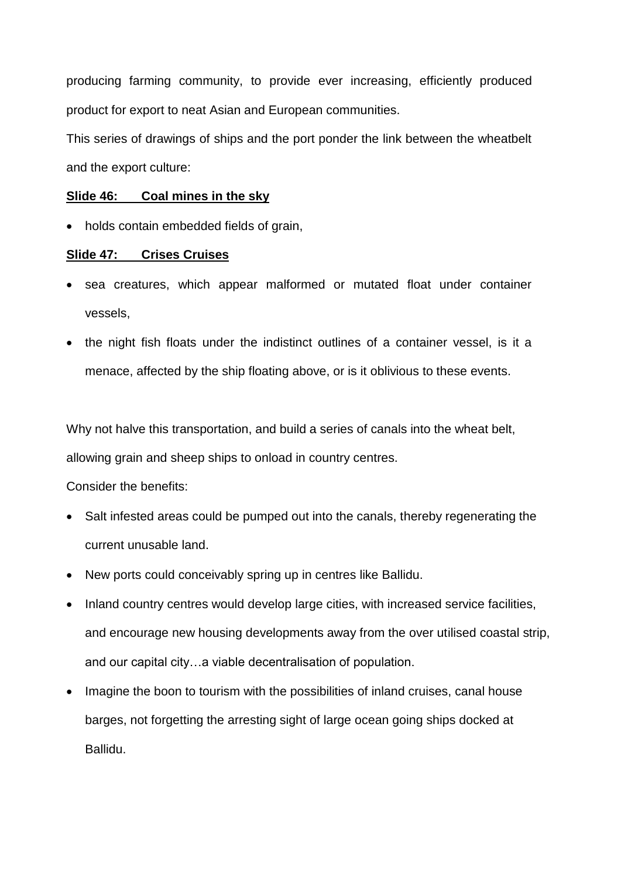producing farming community, to provide ever increasing, efficiently produced product for export to neat Asian and European communities.

This series of drawings of ships and the port ponder the link between the wheatbelt and the export culture:

**Slide 46: Coal mines in the sky**

- holds contain embedded fields of grain,

**Slide 47: Crises Cruises**

- sea creatures, which appear malformed or mutated float under container vessels,
- the night fish floats under the indistinct outlines of a container vessel, is it a menace, affected by the ship floating above, or is it oblivious to these events.

Why not halve this transportation, and build a series of canals into the wheat belt, allowing grain and sheep ships to onload in country centres.

Consider the benefits:

- Salt infested areas could be pumped out into the canals, thereby regenerating the current unusable land.
- New ports could conceivably spring up in centres like Ballidu.
- Inland country centres would develop large cities, with increased service facilities, and encourage new housing developments away from the over utilised coastal strip, and our capital city…a viable decentralisation of population.
- Imagine the boon to tourism with the possibilities of inland cruises, canal house barges, not forgetting the arresting sight of large ocean going ships docked at Ballidu.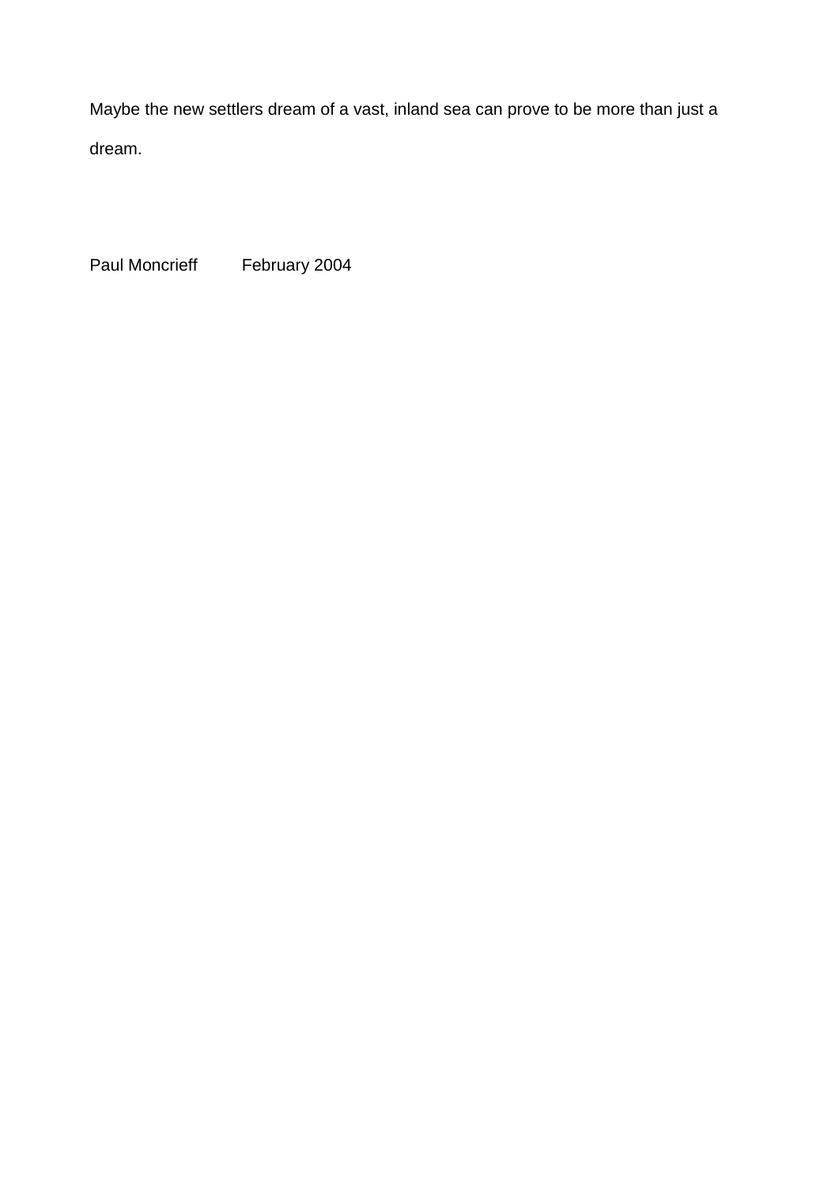Maybe the new settlers dream of a vast, inland sea can prove to be more than just a dream.

Paul Moncrieff February 2004